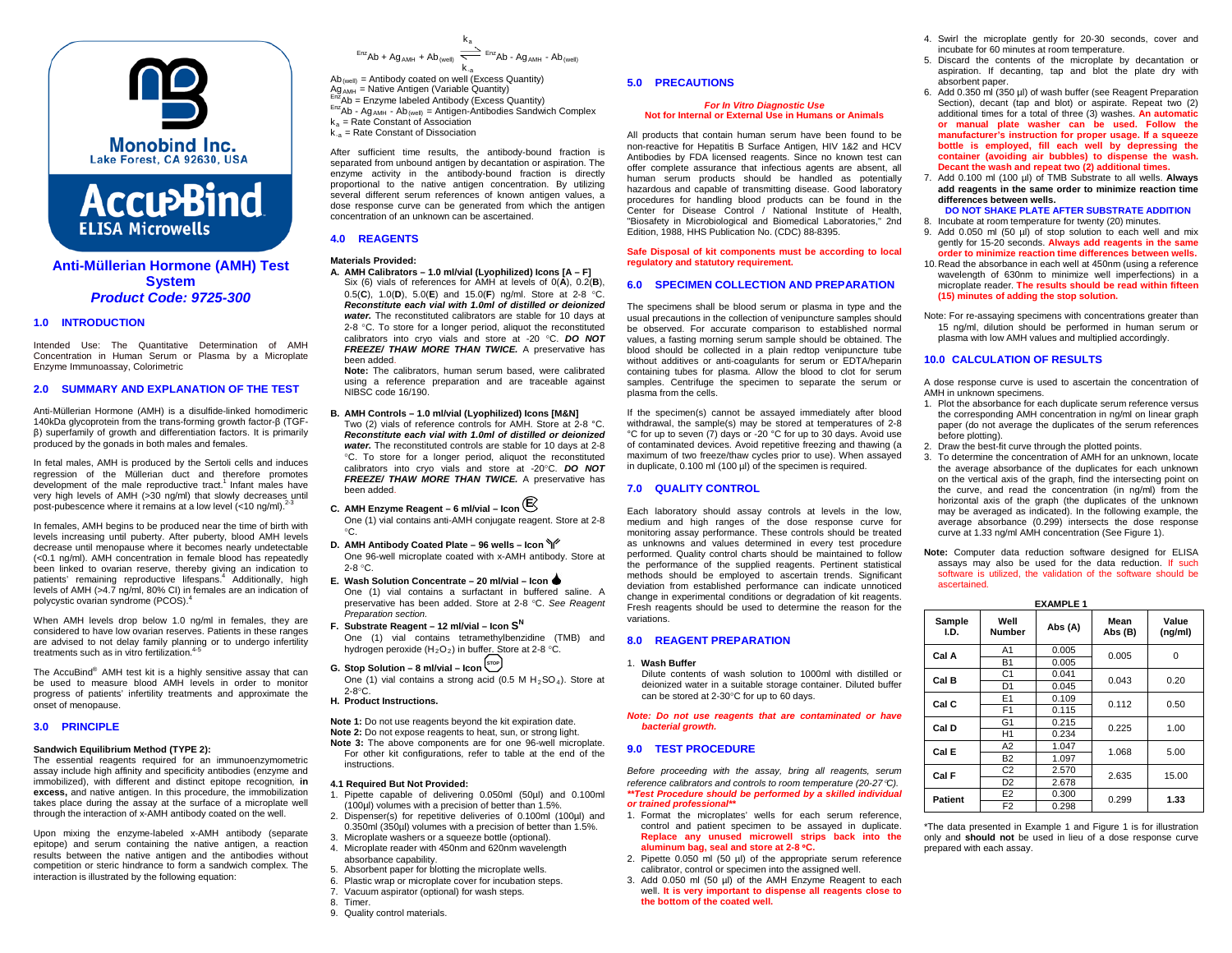Monobind Inc.
Lake Forest, CA 92630, USA

AccuBind
ELISA Microwells

# Anti-Müllerian Hormone (AMH) Test System
***Product Code: 9725-300***

## 1.0 INTRODUCTION

Intended Use: The Quantitative Determination of AMH Concentration in Human Serum or Plasma by a Microplate Enzyme Immunoassay, Colorimetric

## 2.0 SUMMARY AND EXPLANATION OF THE TEST

Anti-Müllerian Hormone (AMH) is a disulfide-linked homodimeric 140kDa glycoprotein from the trans-forming growth factor-β (TGF-β) superfamily of growth and differentiation factors. It is primarily produced by the gonads in both males and females.

In fetal males, AMH is produced by the Sertoli cells and induces regression of the Müllerian duct and therefore promotes development of the male reproductive tract.[1] Infant males have very high levels of AMH (>30 ng/ml) that slowly decreases until post-pubescence where it remains at a low level (<10 ng/ml).[2-3]

In females, AMH begins to be produced near the time of birth with levels increasing until puberty. After puberty, blood AMH levels decrease until menopause where it becomes nearly undetectable (<0.1 ng/ml). AMH concentration in female blood has repeatedly been linked to ovarian reserve, thereby giving an indication to patients' remaining reproductive lifespans.[4] Additionally, high levels of AMH (>4.7 ng/ml, 80% CI) in females are an indication of polycystic ovarian syndrome (PCOS).[4]

When AMH levels drop below 1.0 ng/ml in females, they are considered to have low ovarian reserves. Patients in these ranges are advised to not delay family planning or to undergo infertility treatments such as in vitro fertilization.[4-5]

The AccuBind® AMH test kit is a highly sensitive assay that can be used to measure blood AMH levels in order to monitor progress of patients' infertility treatments and approximate the onset of menopause.

## 3.0 PRINCIPLE

**Sandwich Equilibrium Method (TYPE 2):**

The essential reagents required for an immunoenzymometric assay include high affinity and specificity antibodies (enzyme and immobilized), with different and distinct epitope recognition, **in excess,** and native antigen. In this procedure, the immobilization takes place during the assay at the surface of a microplate well through the interaction of x-AMH antibody coated on the well.

Upon mixing the enzyme-labeled x-AMH antibody (separate epitope) and serum containing the native antigen, a reaction results between the native antigen and the antibodies without competition or steric hindrance to form a sandwich complex. The interaction is illustrated by the following equation:

$$^{Enz}Ab + Ag_{AMH} + Ab_{(well)} \underset{k_{-a}}{\overset{k_a}{\rightleftharpoons}} {}^{Enz}Ab - Ag_{AMH} - Ab_{(well)}$$

$Ab_{(well)}$ = Antibody coated on well (Excess Quantity)
$Ag_{AMH}$ = Native Antigen (Variable Quantity)
$^{Enz}Ab$ = Enzyme labeled Antibody (Excess Quantity)
$^{Enz}Ab - Ag_{AMH} - Ab_{(well)}$ = Antigen-Antibodies Sandwich Complex
$k_a$ = Rate Constant of Association
$k_{-a}$ = Rate Constant of Dissociation

After sufficient time results, the antibody-bound fraction is separated from unbound antigen by decantation or aspiration. The enzyme activity in the antibody-bound fraction is directly proportional to the native antigen concentration. By utilizing several different serum references of known antigen values, a dose response curve can be generated from which the antigen concentration of an unknown can be ascertained.

## 4.0 REAGENTS

**Materials Provided:**

**A. AMH Calibrators – 1.0 ml/vial (Lyophilized) Icons [A – F]**
Six (6) vials of references for AMH at levels of 0(**A**), 0.2(**B**), 0.5(**C**), 1.0(**D**), 5.0(**E**) and 15.0(**F**) ng/ml. Store at 2-8 °C. ***Reconstitute each vial with 1.0ml of distilled or deionized water.*** The reconstituted calibrators are stable for 10 days at 2-8 °C. To store for a longer period, aliquot the reconstituted calibrators into cryo vials and store at -20 °C. ***DO NOT FREEZE/ THAW MORE THAN TWICE.*** A preservative has been added.
**Note:** The calibrators, human serum based, were calibrated using a reference preparation and are traceable against NIBSC code 16/190.

**B. AMH Controls – 1.0 ml/vial (Lyophilized) Icons [M&N]**
Two (2) vials of reference controls for AMH. Store at 2-8 °C. ***Reconstitute each vial with 1.0ml of distilled or deionized water.*** The reconstituted controls are stable for 10 days at 2-8 °C. To store for a longer period, aliquot the reconstituted calibrators into cryo vials and store at -20°C. ***DO NOT FREEZE/ THAW MORE THAN TWICE.*** A preservative has been added.

**C. AMH Enzyme Reagent – 6 ml/vial – Icon E**
One (1) vial contains anti-AMH conjugate reagent. Store at 2-8 °C.

**D. AMH Antibody Coated Plate – 96 wells – Icon**
One 96-well microplate coated with x-AMH antibody. Store at 2-8 °C.

**E. Wash Solution Concentrate – 20 ml/vial – Icon**
One (1) vial contains a surfactant in buffered saline. A preservative has been added. Store at 2-8 °C. *See Reagent Preparation section.*

**F. Substrate Reagent – 12 ml/vial – Icon $S^N$**
One (1) vial contains tetramethylbenzidine (TMB) and hydrogen peroxide ($H_2O_2$) in buffer. Store at 2-8 °C.

**G. Stop Solution – 8 ml/vial – Icon STOP**
One (1) vial contains a strong acid (0.5 M $H_2SO_4$). Store at 2-8°C.

**H. Product Instructions.**

**Note 1:** Do not use reagents beyond the kit expiration date.
**Note 2:** Do not expose reagents to heat, sun, or strong light.
**Note 3:** The above components are for one 96-well microplate. For other kit configurations, refer to table at the end of the instructions.

**4.1 Required But Not Provided:**

1. Pipette capable of delivering 0.050ml (50µl) and 0.100ml (100µl) volumes with a precision of better than 1.5%.
2. Dispenser(s) for repetitive deliveries of 0.100ml (100µl) and 0.350ml (350µl) volumes with a precision of better than 1.5%.
3. Microplate washers or a squeeze bottle (optional).
4. Microplate reader with 450nm and 620nm wavelength absorbance capability.
5. Absorbent paper for blotting the microplate wells.
6. Plastic wrap or microplate cover for incubation steps.
7. Vacuum aspirator (optional) for wash steps.
8. Timer.
9. Quality control materials.

## 5.0 PRECAUTIONS

***For In Vitro Diagnostic Use***
**Not for Internal or External Use in Humans or Animals**

All products that contain human serum have been found to be non-reactive for Hepatitis B Surface Antigen, HIV 1&2 and HCV Antibodies by FDA licensed reagents. Since no known test can offer complete assurance that infectious agents are absent, all human serum products should be handled as potentially hazardous and capable of transmitting disease. Good laboratory procedures for handling blood products can be found in the Center for Disease Control / National Institute of Health, "Biosafety in Microbiological and Biomedical Laboratories," 2nd Edition, 1988, HHS Publication No. (CDC) 88-8395.

**Safe Disposal of kit components must be according to local regulatory and statutory requirement.**

## 6.0 SPECIMEN COLLECTION AND PREPARATION

The specimens shall be blood serum or plasma in type and the usual precautions in the collection of venipuncture samples should be observed. For accurate comparison to established normal values, a fasting morning serum sample should be obtained. The blood should be collected in a plain redtop venipuncture tube without additives or anti-coagulants for serum or EDTA/heparin containing tubes for plasma. Allow the blood to clot for serum samples. Centrifuge the specimen to separate the serum or plasma from the cells.

If the specimen(s) cannot be assayed immediately after blood withdrawal, the sample(s) may be stored at temperatures of 2-8 °C for up to seven (7) days or -20 °C for up to 30 days. Avoid use of contaminated devices. Avoid repetitive freezing and thawing (a maximum of two freeze/thaw cycles prior to use). When assayed in duplicate, 0.100 ml (100 µl) of the specimen is required.

## 7.0 QUALITY CONTROL

Each laboratory should assay controls at levels in the low, medium and high ranges of the dose response curve for monitoring assay performance. These controls should be treated as unknowns and values determined in every test procedure performed. Quality control charts should be maintained to follow the performance of the supplied reagents. Pertinent statistical methods should be employed to ascertain trends. Significant deviation from established performance can indicate unnoticed change in experimental conditions or degradation of kit reagents. Fresh reagents should be used to determine the reason for the variations.

## 8.0 REAGENT PREPARATION

1. **Wash Buffer**
Dilute contents of wash solution to 1000ml with distilled or deionized water in a suitable storage container. Diluted buffer can be stored at 2-30°C for up to 60 days.

***Note: Do not use reagents that are contaminated or have bacterial growth.***

## 9.0 TEST PROCEDURE

*Before proceeding with the assay, bring all reagents, serum reference calibrators and controls to room temperature (20-27°C).*
***\*\*Test Procedure should be performed by a skilled individual or trained professional\*\****

1. Format the microplates' wells for each serum reference, control and patient specimen to be assayed in duplicate. **Replace any unused microwell strips back into the aluminum bag, seal and store at 2-8 °C.**
2. Pipette 0.050 ml (50 µl) of the appropriate serum reference calibrator, control or specimen into the assigned well.
3. Add 0.050 ml (50 µl) of the AMH Enzyme Reagent to each well. **It is very important to dispense all reagents close to the bottom of the coated well.**
4. Swirl the microplate gently for 20-30 seconds, cover and incubate for 60 minutes at room temperature.
5. Discard the contents of the microplate by decantation or aspiration. If decanting, tap and blot the plate dry with absorbent paper.
6. Add 0.350 ml (350 µl) of wash buffer (see Reagent Preparation Section), decant (tap and blot) or aspirate. Repeat two (2) additional times for a total of three (3) washes. **An automatic or manual plate washer can be used. Follow the manufacturer's instruction for proper usage. If a squeeze bottle is employed, fill each well by depressing the container (avoiding air bubbles) to dispense the wash. Decant the wash and repeat two (2) additional times.**
7. Add 0.100 ml (100 µl) of TMB Substrate to all wells. **Always add reagents in the same order to minimize reaction time differences between wells.**
**DO NOT SHAKE PLATE AFTER SUBSTRATE ADDITION**
8. Incubate at room temperature for twenty (20) minutes.
9. Add 0.050 ml (50 µl) of stop solution to each well and mix gently for 15-20 seconds. **Always add reagents in the same order to minimize reaction time differences between wells.**
10. Read the absorbance in each well at 450nm (using a reference wavelength of 630nm to minimize well imperfections) in a microplate reader. **The results should be read within fifteen (15) minutes of adding the stop solution.**

Note: For re-assaying specimens with concentrations greater than 15 ng/ml, dilution should be performed in human serum or plasma with low AMH values and multiplied accordingly.

## 10.0 CALCULATION OF RESULTS

A dose response curve is used to ascertain the concentration of AMH in unknown specimens.

1. Plot the absorbance for each duplicate serum reference versus the corresponding AMH concentration in ng/ml on linear graph paper (do not average the duplicates of the serum references before plotting).
2. Draw the best-fit curve through the plotted points.
3. To determine the concentration of AMH for an unknown, locate the average absorbance of the duplicates for each unknown on the vertical axis of the graph, find the intersecting point on the curve, and read the concentration (in ng/ml) from the horizontal axis of the graph (the duplicates of the unknown may be averaged as indicated). In the following example, the average absorbance (0.299) intersects the dose response curve at 1.33 ng/ml AMH concentration (See Figure 1).

**Note:** Computer data reduction software designed for ELISA assays may also be used for the data reduction. If such software is utilized, the validation of the software should be ascertained.

**EXAMPLE 1**

| Sample I.D. | Well Number | Abs (A) | Mean Abs (B) | Value (ng/ml) |
|---|---|---|---|---|
| Cal A | A1 | 0.005 | 0.005 | 0 |
| | B1 | 0.005 | | |
| Cal B | C1 | 0.041 | 0.043 | 0.20 |
| | D1 | 0.045 | | |
| Cal C | E1 | 0.109 | 0.112 | 0.50 |
| | F1 | 0.115 | | |
| Cal D | G1 | 0.215 | 0.225 | 1.00 |
| | H1 | 0.234 | | |
| Cal E | A2 | 1.047 | 1.068 | 5.00 |
| | B2 | 1.097 | | |
| Cal F | C2 | 2.570 | 2.635 | 15.00 |
| | D2 | 2.678 | | |
| **Patient** | E2 | 0.300 | 0.299 | **1.33** |
| | F2 | 0.298 | | |

*The data presented in Example 1 and Figure 1 is for illustration only and **should not** be used in lieu of a dose response curve prepared with each assay.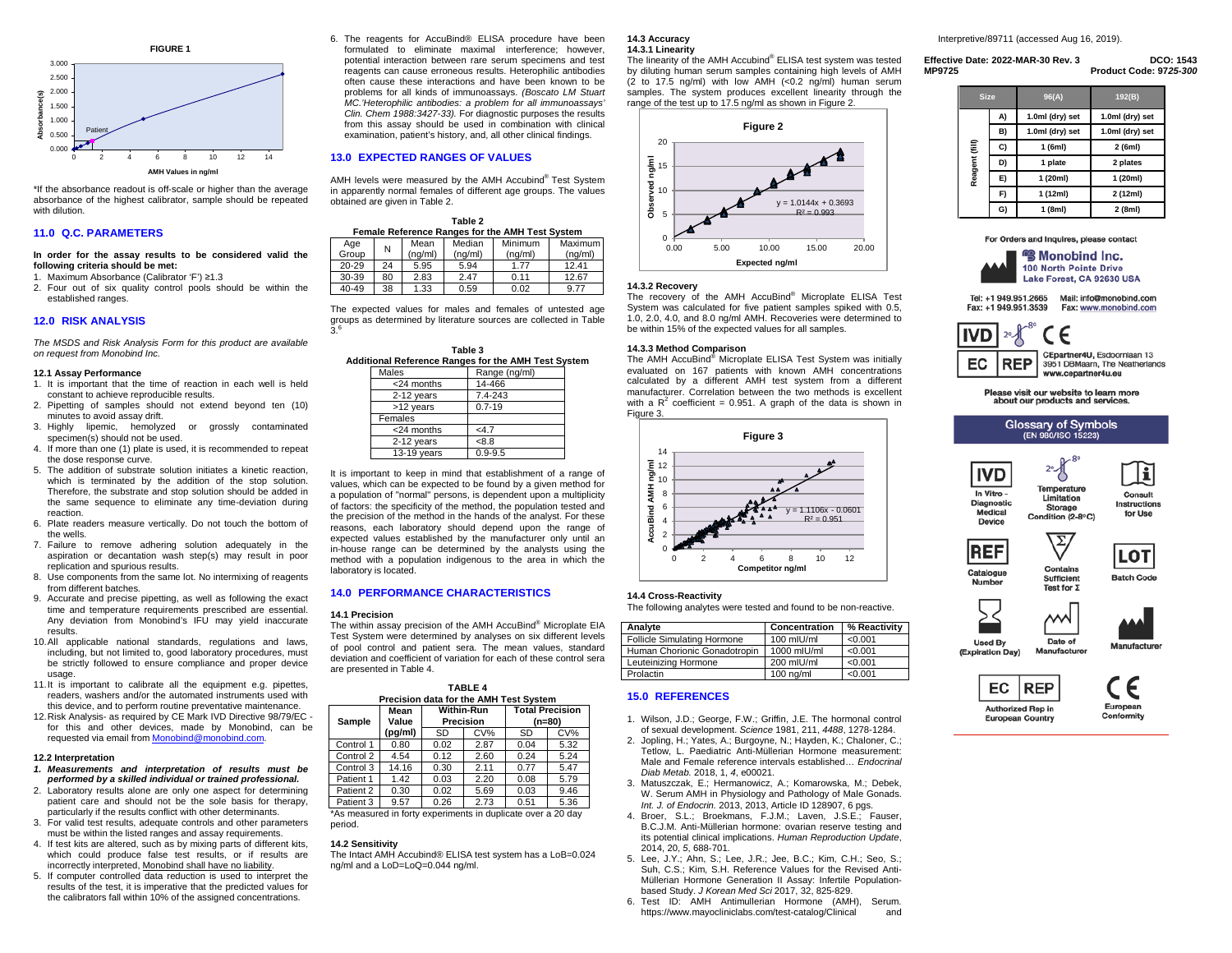**FIGURE 1**

3.000
2.500
2.000
1.500
1.000
0.500
0.000

Absorbance(s)

Patient

0 2 4 6 8 10 12 14

AMH Values in ng/ml

*If the absorbance readout is off-scale or higher than the average absorbance of the highest calibrator, sample should be repeated with dilution.

## 11.0 Q.C. PARAMETERS

**In order for the assay results to be considered valid the following criteria should be met:**

1. Maximum Absorbance (Calibrator 'F') ≥1.3
2. Four out of six quality control pools should be within the established ranges.

## 12.0 RISK ANALYSIS

*The MSDS and Risk Analysis Form for this product are available on request from Monobind Inc.*

### 12.1 Assay Performance

1. It is important that the time of reaction in each well is held constant to achieve reproducible results.
2. Pipetting of samples should not extend beyond ten (10) minutes to avoid assay drift.
3. Highly lipemic, hemolyzed or grossly contaminated specimen(s) should not be used.
4. If more than one (1) plate is used, it is recommended to repeat the dose response curve.
5. The addition of substrate solution initiates a kinetic reaction, which is terminated by the addition of the stop solution. Therefore, the substrate and stop solution should be added in the same sequence to eliminate any time-deviation during reaction.
6. Plate readers measure vertically. Do not touch the bottom of the wells.
7. Failure to remove adhering solution adequately in the aspiration or decantation wash step(s) may result in poor replication and spurious results.
8. Use components from the same lot. No intermixing of reagents from different batches.
9. Accurate and precise pipetting, as well as following the exact time and temperature requirements prescribed are essential. Any deviation from Monobind's IFU may yield inaccurate results.
10. All applicable national standards, regulations and laws, including, but not limited to, good laboratory procedures, must be strictly followed to ensure compliance and proper device usage.
11. It is important to calibrate all the equipment e.g. pipettes, readers, washers and/or the automated instruments used with this device, and to perform routine preventative maintenance.
12. Risk Analysis- as required by CE Mark IVD Directive 98/79/EC - for this and other devices, made by Monobind, can be requested via email from Monobind@monobind.com.

### 12.2 Interpretation

1. ***Measurements and interpretation of results must be performed by a skilled individual or trained professional.***
2. Laboratory results alone are only one aspect for determining patient care and should not be the sole basis for therapy, particularly if the results conflict with other determinants.
3. For valid test results, adequate controls and other parameters must be within the listed ranges and assay requirements.
4. If test kits are altered, such as by mixing parts of different kits, which could produce false test results, or if results are incorrectly interpreted, Monobind shall have no liability.
5. If computer controlled data reduction is used to interpret the results of the test, it is imperative that the predicted values for the calibrators fall within 10% of the assigned concentrations.
6. The reagents for AccuBind® ELISA procedure have been formulated to eliminate maximal interference; however, potential interaction between rare serum specimens and test reagents can cause erroneous results. Heterophilic antibodies often cause these interactions and have been known to be problems for all kinds of immunoassays. *(Boscato LM Stuart MC.'Heterophilic antibodies: a problem for all immunoassays' Clin. Chem 1988:3427-33).* For diagnostic purposes the results from this assay should be used in combination with clinical examination, patient's history, and, all other clinical findings.

## 13.0 EXPECTED RANGES OF VALUES

AMH levels were measured by the AMH Accubind® Test System in apparently normal females of different age groups. The values obtained are given in Table 2.

**Table 2**
**Female Reference Ranges for the AMH Test System**

| Age Group | N | Mean (ng/ml) | Median (ng/ml) | Minimum (ng/ml) | Maximum (ng/ml) |
|---|---|---|---|---|---|
| 20-29 | 24 | 5.95 | 5.94 | 1.77 | 12.41 |
| 30-39 | 80 | 2.83 | 2.47 | 0.11 | 12.67 |
| 40-49 | 38 | 1.33 | 0.59 | 0.02 | 9.77 |

The expected values for males and females of untested age groups as determined by literature sources are collected in Table 3.[6]

**Table 3**
**Additional Reference Ranges for the AMH Test System**

| Males | Range (ng/ml) |
|---|---|
| <24 months | 14-466 |
| 2-12 years | 7.4-243 |
| >12 years | 0.7-19 |
| Females | |
| <24 months | <4.7 |
| 2-12 years | <8.8 |
| 13-19 years | 0.9-9.5 |

It is important to keep in mind that establishment of a range of values, which can be expected to be found by a given method for a population of "normal" persons, is dependent upon a multiplicity of factors: the specificity of the method, the population tested and the precision of the method in the hands of the analyst. For these reasons, each laboratory should depend upon the range of expected values established by the manufacturer only until an in-house range can be determined by the analysts using the method with a population indigenous to the area in which the laboratory is located.

## 14.0 PERFORMANCE CHARACTERISTICS

### 14.1 Precision

The within assay precision of the AMH AccuBind® Microplate EIA Test System were determined by analyses on six different levels of pool control and patient sera. The mean values, standard deviation and coefficient of variation for each of these control sera are presented in Table 4.

**TABLE 4**
**Precision data for the AMH Test System**

| Sample | Mean Value (pg/ml) | Within-Run Precision | | Total Precision (n=80) | |
|---|---|---|---|---|---|
| | | SD | CV% | SD | CV% |
| Control 1 | 0.80 | 0.02 | 2.87 | 0.04 | 5.32 |
| Control 2 | 4.54 | 0.12 | 2.60 | 0.24 | 5.24 |
| Control 3 | 14.16 | 0.30 | 2.11 | 0.77 | 5.47 |
| Patient 1 | 1.42 | 0.03 | 2.20 | 0.08 | 5.79 |
| Patient 2 | 0.30 | 0.02 | 5.69 | 0.03 | 9.46 |
| Patient 3 | 9.57 | 0.26 | 2.73 | 0.51 | 5.36 |

*As measured in forty experiments in duplicate over a 20 day period.

### 14.2 Sensitivity

The Intact AMH Accubind® ELISA test system has a LoB=0.024 ng/ml and a LoD=LoQ=0.044 ng/ml.

### 14.3 Accuracy

#### 14.3.1 Linearity

The linearity of the AMH Accubind® ELISA test system was tested by diluting human serum samples containing high levels of AMH (2 to 17.5 ng/ml) with low AMH (<0.2 ng/ml) human serum samples. The system produces excellent linearity through the range of the test up to 17.5 ng/ml as shown in Figure 2.

**Figure 2**

20
15
10
5
0

Observed ng/ml

y = 1.0144x + 0.3693
R² = 0.993

0.00 5.00 10.00 15.00 20.00

Expected ng/ml

#### 14.3.2 Recovery

The recovery of the AMH AccuBind® Microplate ELISA Test System was calculated for five patient samples spiked with 0.5, 1.0, 2.0, 4.0, and 8.0 ng/ml AMH. Recoveries were determined to be within 15% of the expected values for all samples.

#### 14.3.3 Method Comparison

The AMH AccuBind® Microplate ELISA Test System was initially evaluated on 167 patients with known AMH concentrations calculated by a different AMH test system from a different manufacturer. Correlation between the two methods is excellent with a $R^2$ coefficient = 0.951. A graph of the data is shown in Figure 3.

**Figure 3**

14
12
10
8
6
4
2
0

AccuBind AMH ng/ml

y = 1.1106x - 0.0601
R² = 0.951

0 2 4 6 8 10 12

Competitor ng/ml

### 14.4 Cross-Reactivity

The following analytes were tested and found to be non-reactive.

| Analyte | Concentration | % Reactivity |
|---|---|---|
| Follicle Simulating Hormone | 100 mIU/ml | <0.001 |
| Human Chorionic Gonadotropin | 1000 mIU/ml | <0.001 |
| Leuteinizing Hormone | 200 mIU/ml | <0.001 |
| Prolactin | 100 ng/ml | <0.001 |

## 15.0 REFERENCES

1. Wilson, J.D.; George, F.W.; Griffin, J.E. The hormonal control of sexual development. *Science* 1981, 211, *4488*, 1278-1284.
2. Jopling, H.; Yates, A.; Burgoyne, N.; Hayden, K.; Chaloner, C.; Tetlow, L. Paediatric Anti-Müllerian Hormone measurement: Male and Female reference intervals established… *Endocrinal Diab Metab.* 2018, 1, *4*, e00021.
3. Matuszczak, E.; Hermanowicz, A.; Komarowska, M.; Debek, W. Serum AMH in Physiology and Pathology of Male Gonads. *Int. J. of Endocrin.* 2013, 2013, Article ID 128907, 6 pgs.
4. Broer, S.L.; Broekmans, F.J.M.; Laven, J.S.E.; Fauser, B.C.J.M. Anti-Müllerian hormone: ovarian reserve testing and its potential clinical implications. *Human Reproduction Update*, 2014, 20, *5*, 688-701.
5. Lee, J.Y.; Ahn, S.; Lee, J.R.; Jee, B.C.; Kim, C.H.; Seo, S.; Suh, C.S.; Kim, S.H. Reference Values for the Revised Anti-Müllerian Hormone Generation II Assay: Infertile Population-based Study. *J Korean Med Sci* 2017, 32, 825-829.
6. Test ID: AMH Antimullerian Hormone (AMH), Serum. https://www.mayocliniclabs.com/test-catalog/Clinical and Interpretive/89711 (accessed Aug 16, 2019).

**Effective Date: 2022-MAR-30 Rev. 3** **DCO: 1543**
**MP9725** **Product Code: 9725-300**

| Size | | 96(A) | 192(B) |
|---|---|---|---|
| Reagent (fill) | A) | 1.0ml (dry) set | 1.0ml (dry) set |
| | B) | 1.0ml (dry) set | 1.0ml (dry) set |
| | C) | 1 (6ml) | 2 (6ml) |
| | D) | 1 plate | 2 plates |
| | E) | 1 (20ml) | 1 (20ml) |
| | F) | 1 (12ml) | 2 (12ml) |
| | G) | 1 (8ml) | 2 (8ml) |

For Orders and Inquires, please contact

**Monobind Inc.**
100 North Pointe Drive
Lake Forest, CA 92630 USA

Tel: +1 949.951.2665 Mail: info@monobind.com
Fax: +1 949.951.3539 Fax: www.monobind.com

IVD 2° 8° CE

EC REP CEpartner4U, Esdoornlaan 13 3951 DBMaarn, The Neatherlands www.cepartner4u.eu

Please visit our website to learn more about our products and services.

**Glossary of Symbols**
**(EN 980/ISO 15223)**

IVD In Vitro - Diagnostic Medical Device

Temperature Limitation Storage Condition (2-8°C)

Consult Instructions for Use

REF Catalogue Number

Contains Sufficient Test for Σ

LOT Batch Code

Used By (Expiration Day)

Date of Manufacturer

Manufacturer

EC REP Authorized Rep in European Country

CE European Conformity